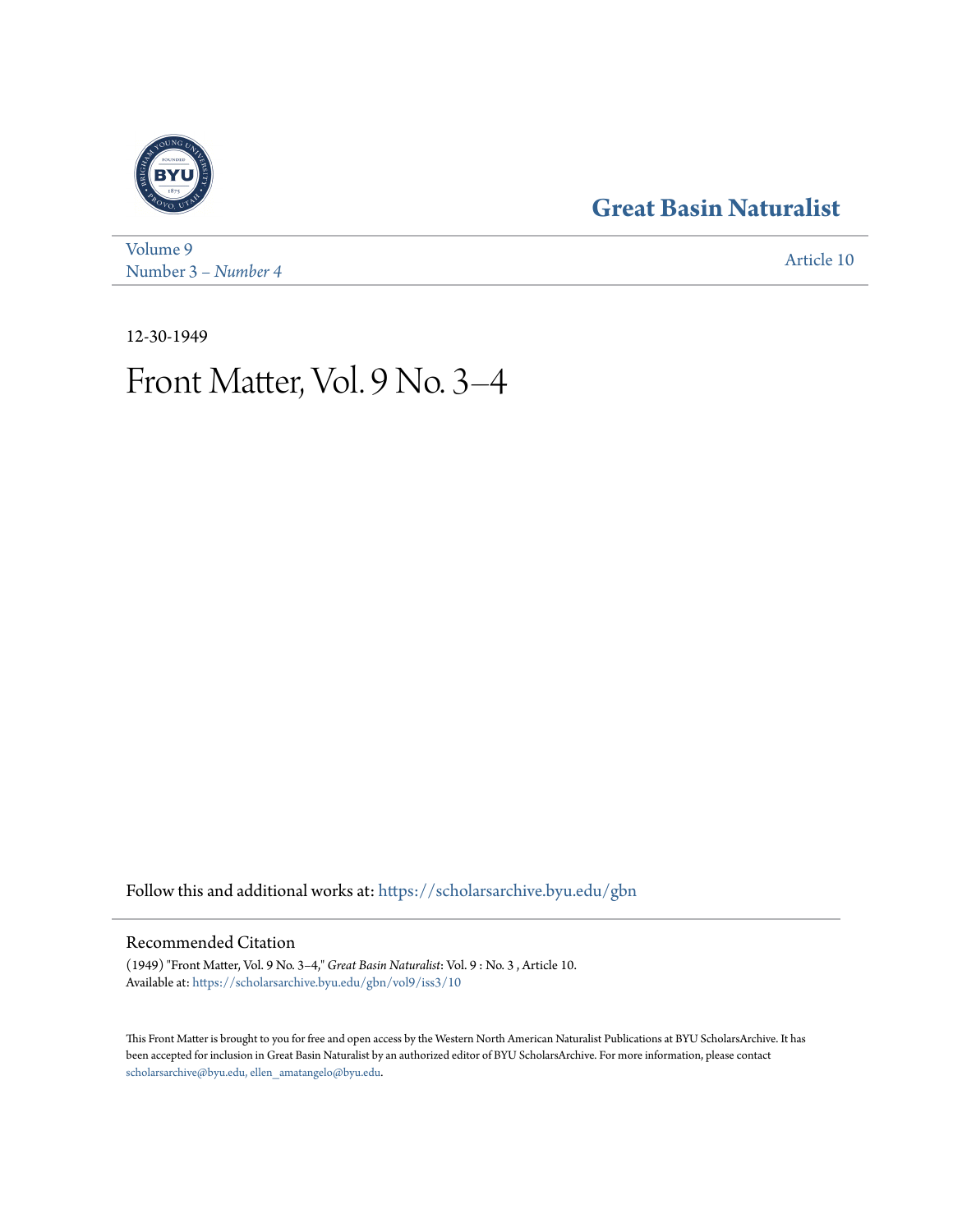Great Basin Naturalist

Volume 9
Number 3 – *Number 4*

Article 10

12-30-1949

# Front Matter, Vol. 9 No. 3–4

Follow this and additional works at: https://scholarsarchive.byu.edu/gbn

## Recommended Citation

(1949) "Front Matter, Vol. 9 No. 3–4," *Great Basin Naturalist*: Vol. 9 : No. 3 , Article 10.
Available at: https://scholarsarchive.byu.edu/gbn/vol9/iss3/10

This Front Matter is brought to you for free and open access by the Western North American Naturalist Publications at BYU ScholarsArchive. It has been accepted for inclusion in Great Basin Naturalist by an authorized editor of BYU ScholarsArchive. For more information, please contact scholarsarchive@byu.edu, ellen_amatangelo@byu.edu.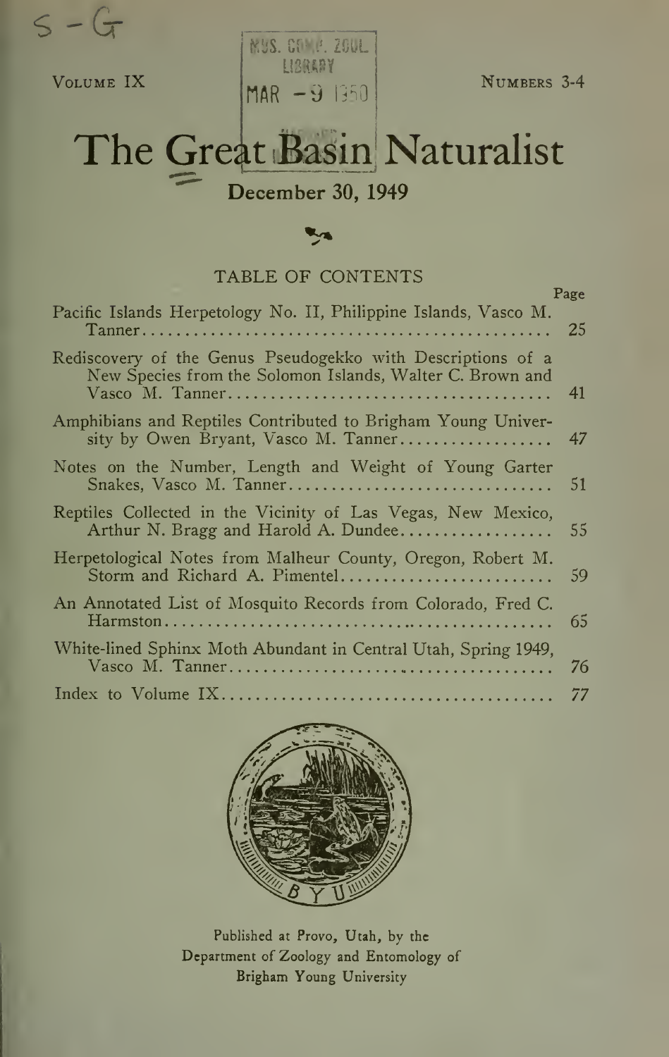S - G

Volume IX

MUS. COMP. ZOOL. LIBRARY MAR - 9 1950

Numbers 3-4

# The Great Basin Naturalist

**December 30, 1949**

## TABLE OF CONTENTS

| | Page |
|---|---|
| Pacific Islands Herpetology No. II, Philippine Islands, Vasco M. Tanner | 25 |
| Rediscovery of the Genus Pseudogekko with Descriptions of a New Species from the Solomon Islands, Walter C. Brown and Vasco M. Tanner | 41 |
| Amphibians and Reptiles Contributed to Brigham Young University by Owen Bryant, Vasco M. Tanner | 47 |
| Notes on the Number, Length and Weight of Young Garter Snakes, Vasco M. Tanner | 51 |
| Reptiles Collected in the Vicinity of Las Vegas, New Mexico, Arthur N. Bragg and Harold A. Dundee | 55 |
| Herpetological Notes from Malheur County, Oregon, Robert M. Storm and Richard A. Pimentel | 59 |
| An Annotated List of Mosquito Records from Colorado, Fred C. Harmston | 65 |
| White-lined Sphinx Moth Abundant in Central Utah, Spring 1949, Vasco M. Tanner | 76 |
| Index to Volume IX | 77 |

Published at Provo, Utah, by the Department of Zoology and Entomology of Brigham Young University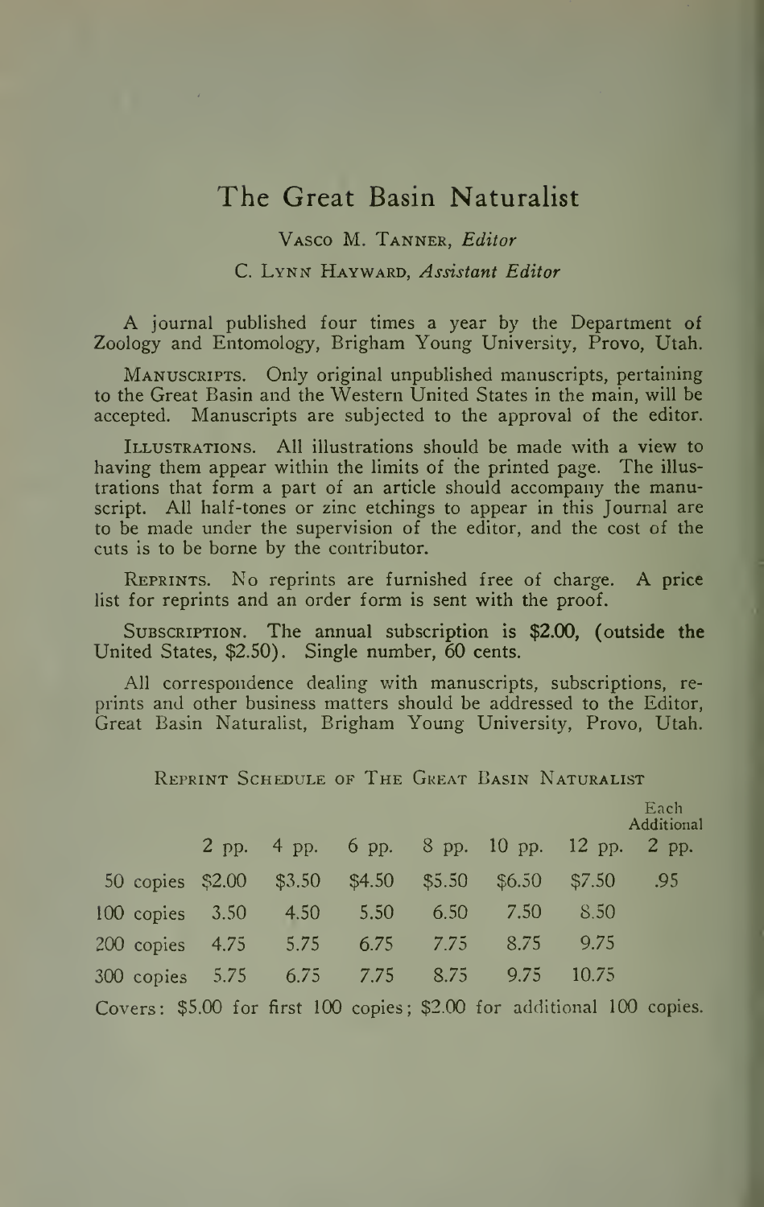# The Great Basin Naturalist

Vasco M. Tanner, *Editor*

C. Lynn Hayward, *Assistant Editor*

A journal published four times a year by the Department of Zoology and Entomology, Brigham Young University, Provo, Utah.

Manuscripts. Only original unpublished manuscripts, pertaining to the Great Basin and the Western United States in the main, will be accepted. Manuscripts are subjected to the approval of the editor.

Illustrations. All illustrations should be made with a view to having them appear within the limits of the printed page. The illustrations that form a part of an article should accompany the manuscript. All half-tones or zinc etchings to appear in this Journal are to be made under the supervision of the editor, and the cost of the cuts is to be borne by the contributor.

Reprints. No reprints are furnished free of charge. A price list for reprints and an order form is sent with the proof.

Subscription. The annual subscription is $2.00, (outside the United States, $2.50). Single number, 60 cents.

All correspondence dealing with manuscripts, subscriptions, reprints and other business matters should be addressed to the Editor, Great Basin Naturalist, Brigham Young University, Provo, Utah.

Reprint Schedule of The Great Basin Naturalist

| | 2 pp. | 4 pp. | 6 pp. | 8 pp. | 10 pp. | 12 pp. | Each Additional 2 pp. |
|---|---|---|---|---|---|---|---|
| 50 copies | $2.00 | $3.50 | $4.50 | $5.50 | $6.50 | $7.50 | .95 |
| 100 copies | 3.50 | 4.50 | 5.50 | 6.50 | 7.50 | 8.50 | |
| 200 copies | 4.75 | 5.75 | 6.75 | 7.75 | 8.75 | 9.75 | |
| 300 copies | 5.75 | 6.75 | 7.75 | 8.75 | 9.75 | 10.75 | |

Covers: $5.00 for first 100 copies; $2.00 for additional 100 copies.